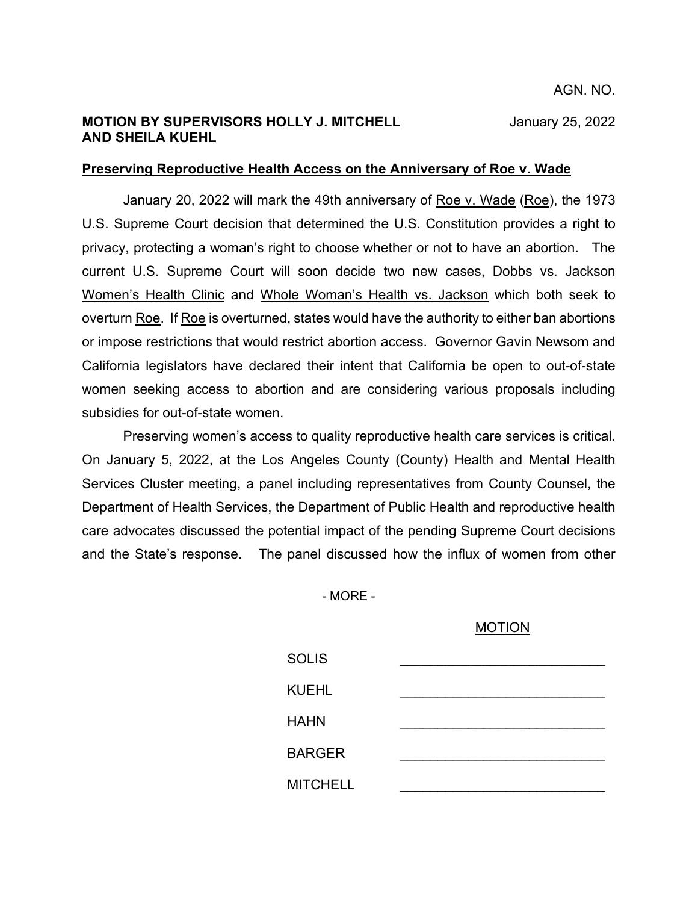AGN. NO.

**MOTION BY SUPERVISORS HOLLY J. MITCHELL AND SHEILA KUEHL** January 25, 2022

**Preserving Reproductive Health Access on the Anniversary of Roe v. Wade**

January 20, 2022 will mark the 49th anniversary of Roe v. Wade (Roe), the 1973 U.S. Supreme Court decision that determined the U.S. Constitution provides a right to privacy, protecting a woman's right to choose whether or not to have an abortion. The current U.S. Supreme Court will soon decide two new cases, Dobbs vs. Jackson Women's Health Clinic and Whole Woman's Health vs. Jackson which both seek to overturn Roe. If Roe is overturned, states would have the authority to either ban abortions or impose restrictions that would restrict abortion access. Governor Gavin Newsom and California legislators have declared their intent that California be open to out-of-state women seeking access to abortion and are considering various proposals including subsidies for out-of-state women.

Preserving women's access to quality reproductive health care services is critical. On January 5, 2022, at the Los Angeles County (County) Health and Mental Health Services Cluster meeting, a panel including representatives from County Counsel, the Department of Health Services, the Department of Public Health and reproductive health care advocates discussed the potential impact of the pending Supreme Court decisions and the State's response. The panel discussed how the influx of women from other

- MORE -

MOTION

| | |
|---|---|
| SOLIS | \_\_\_\_\_\_\_\_\_\_\_\_\_\_\_\_\_\_\_\_\_\_\_\_\_\_ |
| KUEHL | \_\_\_\_\_\_\_\_\_\_\_\_\_\_\_\_\_\_\_\_\_\_\_\_\_\_ |
| HAHN | \_\_\_\_\_\_\_\_\_\_\_\_\_\_\_\_\_\_\_\_\_\_\_\_\_\_ |
| BARGER | \_\_\_\_\_\_\_\_\_\_\_\_\_\_\_\_\_\_\_\_\_\_\_\_\_\_ |
| MITCHELL | \_\_\_\_\_\_\_\_\_\_\_\_\_\_\_\_\_\_\_\_\_\_\_\_\_\_ |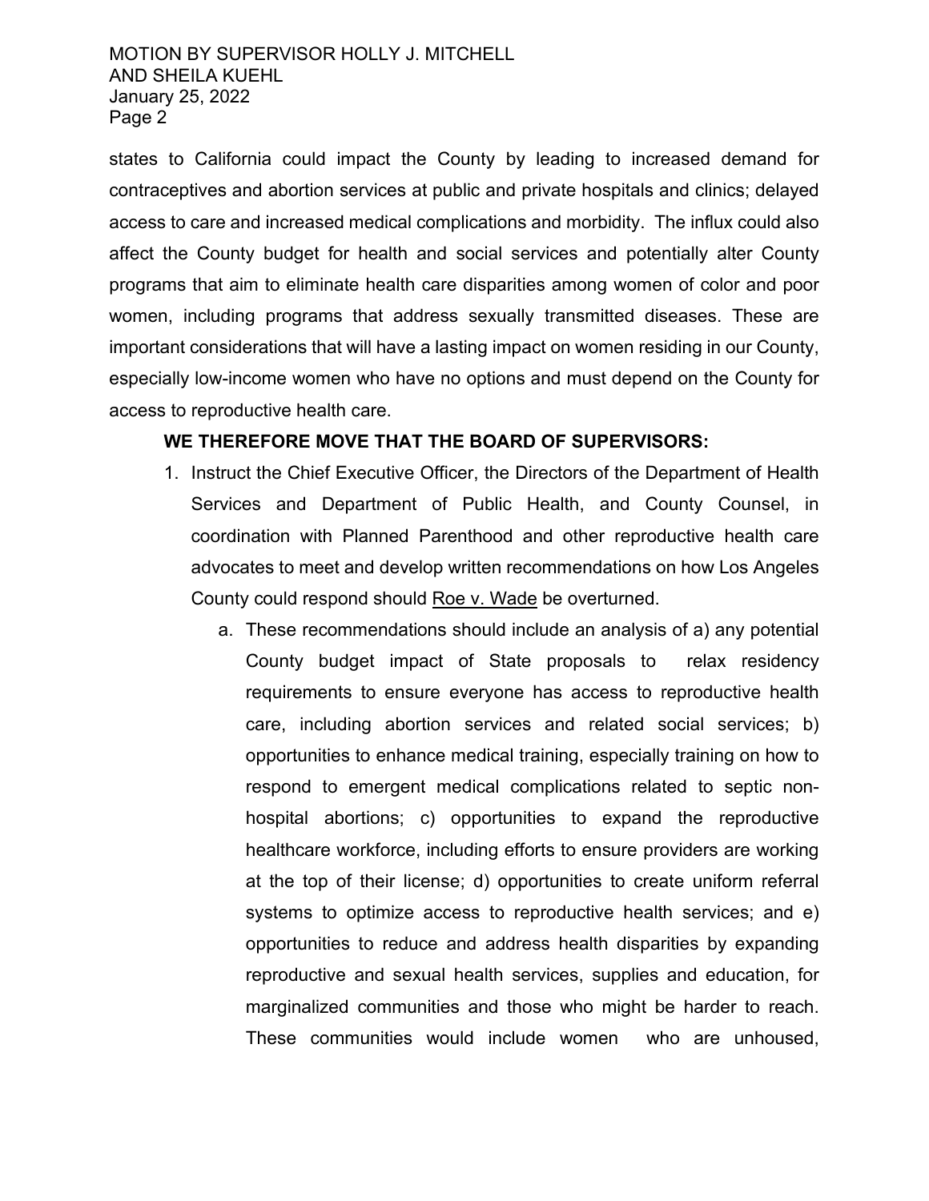states to California could impact the County by leading to increased demand for contraceptives and abortion services at public and private hospitals and clinics; delayed access to care and increased medical complications and morbidity. The influx could also affect the County budget for health and social services and potentially alter County programs that aim to eliminate health care disparities among women of color and poor women, including programs that address sexually transmitted diseases. These are important considerations that will have a lasting impact on women residing in our County, especially low-income women who have no options and must depend on the County for access to reproductive health care.

**WE THEREFORE MOVE THAT THE BOARD OF SUPERVISORS:**

1. Instruct the Chief Executive Officer, the Directors of the Department of Health Services and Department of Public Health, and County Counsel, in coordination with Planned Parenthood and other reproductive health care advocates to meet and develop written recommendations on how Los Angeles County could respond should <u>Roe v. Wade</u> be overturned.
   a. These recommendations should include an analysis of a) any potential County budget impact of State proposals to relax residency requirements to ensure everyone has access to reproductive health care, including abortion services and related social services; b) opportunities to enhance medical training, especially training on how to respond to emergent medical complications related to septic non-hospital abortions; c) opportunities to expand the reproductive healthcare workforce, including efforts to ensure providers are working at the top of their license; d) opportunities to create uniform referral systems to optimize access to reproductive health services; and e) opportunities to reduce and address health disparities by expanding reproductive and sexual health services, supplies and education, for marginalized communities and those who might be harder to reach. These communities would include women who are unhoused,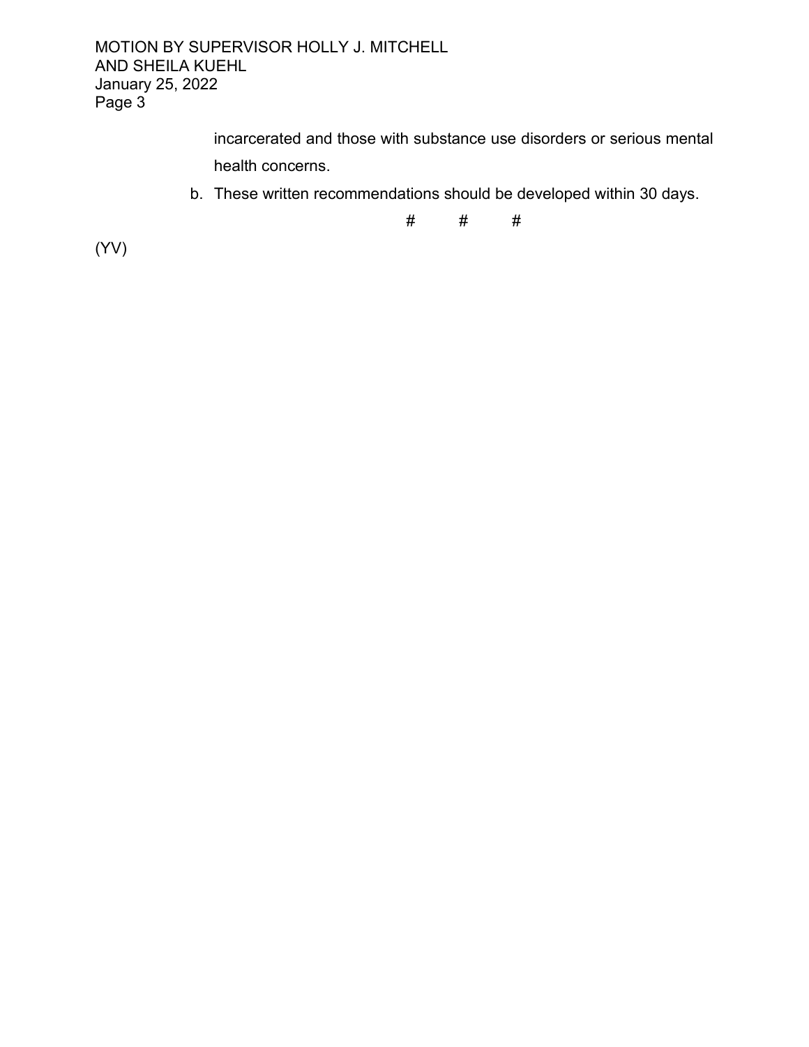incarcerated and those with substance use disorders or serious mental health concerns.

b. These written recommendations should be developed within 30 days.

# # #

(YV)